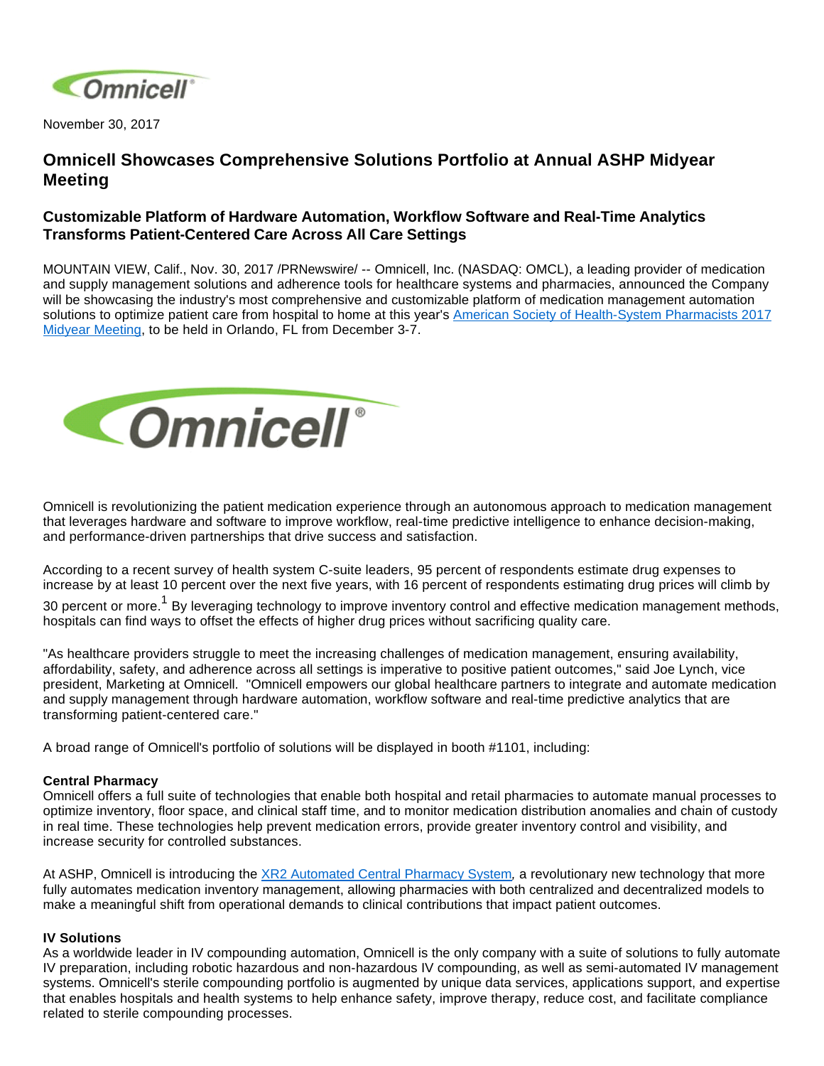November 30, 2017

# Omnicell Showcases Comprehensive Solutions Portfolio at Annual ASHP Midyear Meeting

## Customizable Platform of Hardware Automation, Workflow Software and Real-Time Analytics Transforms Patient-Centered Care Across All Care Settings

MOUNTAIN VIEW, Calif., Nov. 30, 2017 /PRNewswire/ -- Omnicell, Inc. (NASDAQ: OMCL), a leading provider of medication and supply management solutions and adherence tools for healthcare systems and pharmacies, announced the Company will be showcasing the industry's most comprehensive and customizable platform of medication management automation solutions to optimize patient care from hospital to home at this year's American Society of Health-System Pharmacists 2017 Midyear Meeting, to be held in Orlando, FL from December 3-7.

Omnicell is revolutionizing the patient medication experience through an autonomous approach to medication management that leverages hardware and software to improve workflow, real-time predictive intelligence to enhance decision-making, and performance-driven partnerships that drive success and satisfaction.

According to a recent survey of health system C-suite leaders, 95 percent of respondents estimate drug expenses to increase by at least 10 percent over the next five years, with 16 percent of respondents estimating drug prices will climb by 30 percent or more.[1] By leveraging technology to improve inventory control and effective medication management methods, hospitals can find ways to offset the effects of higher drug prices without sacrificing quality care.

"As healthcare providers struggle to meet the increasing challenges of medication management, ensuring availability, affordability, safety, and adherence across all settings is imperative to positive patient outcomes," said Joe Lynch, vice president, Marketing at Omnicell. "Omnicell empowers our global healthcare partners to integrate and automate medication and supply management through hardware automation, workflow software and real-time predictive analytics that are transforming patient-centered care."

A broad range of Omnicell's portfolio of solutions will be displayed in booth #1101, including:

**Central Pharmacy**
Omnicell offers a full suite of technologies that enable both hospital and retail pharmacies to automate manual processes to optimize inventory, floor space, and clinical staff time, and to monitor medication distribution anomalies and chain of custody in real time. These technologies help prevent medication errors, provide greater inventory control and visibility, and increase security for controlled substances.

At ASHP, Omnicell is introducing the XR2 Automated Central Pharmacy System, a revolutionary new technology that more fully automates medication inventory management, allowing pharmacies with both centralized and decentralized models to make a meaningful shift from operational demands to clinical contributions that impact patient outcomes.

**IV Solutions**
As a worldwide leader in IV compounding automation, Omnicell is the only company with a suite of solutions to fully automate IV preparation, including robotic hazardous and non-hazardous IV compounding, as well as semi-automated IV management systems. Omnicell's sterile compounding portfolio is augmented by unique data services, applications support, and expertise that enables hospitals and health systems to help enhance safety, improve therapy, reduce cost, and facilitate compliance related to sterile compounding processes.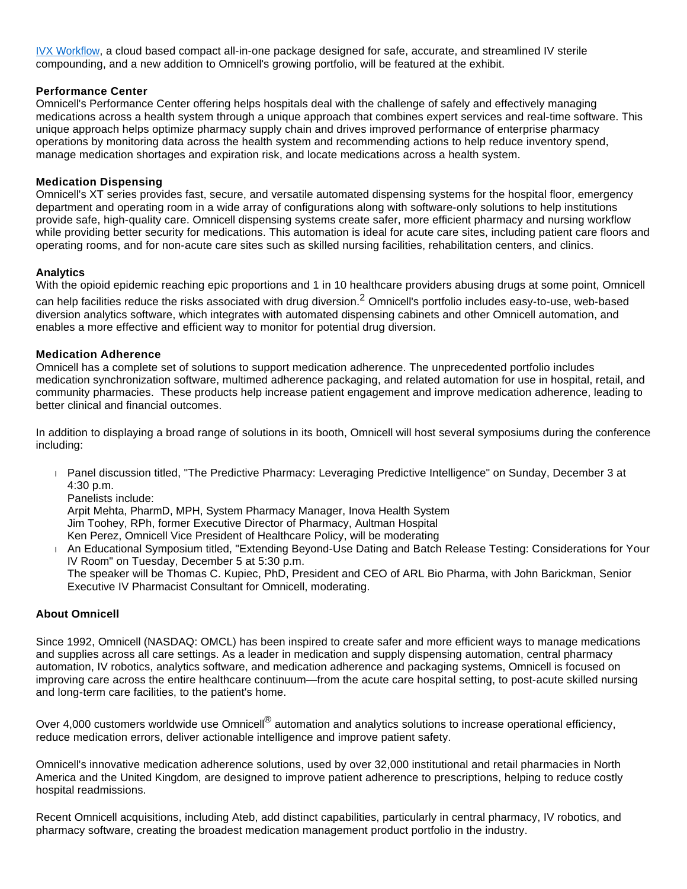[IVX Workflow](#), a cloud based compact all-in-one package designed for safe, accurate, and streamlined IV sterile compounding, and a new addition to Omnicell's growing portfolio, will be featured at the exhibit.

**Performance Center**
Omnicell's Performance Center offering helps hospitals deal with the challenge of safely and effectively managing medications across a health system through a unique approach that combines expert services and real-time software. This unique approach helps optimize pharmacy supply chain and drives improved performance of enterprise pharmacy operations by monitoring data across the health system and recommending actions to help reduce inventory spend, manage medication shortages and expiration risk, and locate medications across a health system.

**Medication Dispensing**
Omnicell's XT series provides fast, secure, and versatile automated dispensing systems for the hospital floor, emergency department and operating room in a wide array of configurations along with software-only solutions to help institutions provide safe, high-quality care. Omnicell dispensing systems create safer, more efficient pharmacy and nursing workflow while providing better security for medications. This automation is ideal for acute care sites, including patient care floors and operating rooms, and for non-acute care sites such as skilled nursing facilities, rehabilitation centers, and clinics.

**Analytics**
With the opioid epidemic reaching epic proportions and 1 in 10 healthcare providers abusing drugs at some point, Omnicell can help facilities reduce the risks associated with drug diversion.[2] Omnicell's portfolio includes easy-to-use, web-based diversion analytics software, which integrates with automated dispensing cabinets and other Omnicell automation, and enables a more effective and efficient way to monitor for potential drug diversion.

**Medication Adherence**
Omnicell has a complete set of solutions to support medication adherence. The unprecedented portfolio includes medication synchronization software, multimed adherence packaging, and related automation for use in hospital, retail, and community pharmacies. These products help increase patient engagement and improve medication adherence, leading to better clinical and financial outcomes.

In addition to displaying a broad range of solutions in its booth, Omnicell will host several symposiums during the conference including:

- Panel discussion titled, "The Predictive Pharmacy: Leveraging Predictive Intelligence" on Sunday, December 3 at 4:30 p.m.
  Panelists include:
  Arpit Mehta, PharmD, MPH, System Pharmacy Manager, Inova Health System
  Jim Toohey, RPh, former Executive Director of Pharmacy, Aultman Hospital
  Ken Perez, Omnicell Vice President of Healthcare Policy, will be moderating
- An Educational Symposium titled, "Extending Beyond-Use Dating and Batch Release Testing: Considerations for Your IV Room" on Tuesday, December 5 at 5:30 p.m.
  The speaker will be Thomas C. Kupiec, PhD, President and CEO of ARL Bio Pharma, with John Barickman, Senior Executive IV Pharmacist Consultant for Omnicell, moderating.

**About Omnicell**

Since 1992, Omnicell (NASDAQ: OMCL) has been inspired to create safer and more efficient ways to manage medications and supplies across all care settings. As a leader in medication and supply dispensing automation, central pharmacy automation, IV robotics, analytics software, and medication adherence and packaging systems, Omnicell is focused on improving care across the entire healthcare continuum—from the acute care hospital setting, to post-acute skilled nursing and long-term care facilities, to the patient's home.

Over 4,000 customers worldwide use Omnicell® automation and analytics solutions to increase operational efficiency, reduce medication errors, deliver actionable intelligence and improve patient safety.

Omnicell's innovative medication adherence solutions, used by over 32,000 institutional and retail pharmacies in North America and the United Kingdom, are designed to improve patient adherence to prescriptions, helping to reduce costly hospital readmissions.

Recent Omnicell acquisitions, including Ateb, add distinct capabilities, particularly in central pharmacy, IV robotics, and pharmacy software, creating the broadest medication management product portfolio in the industry.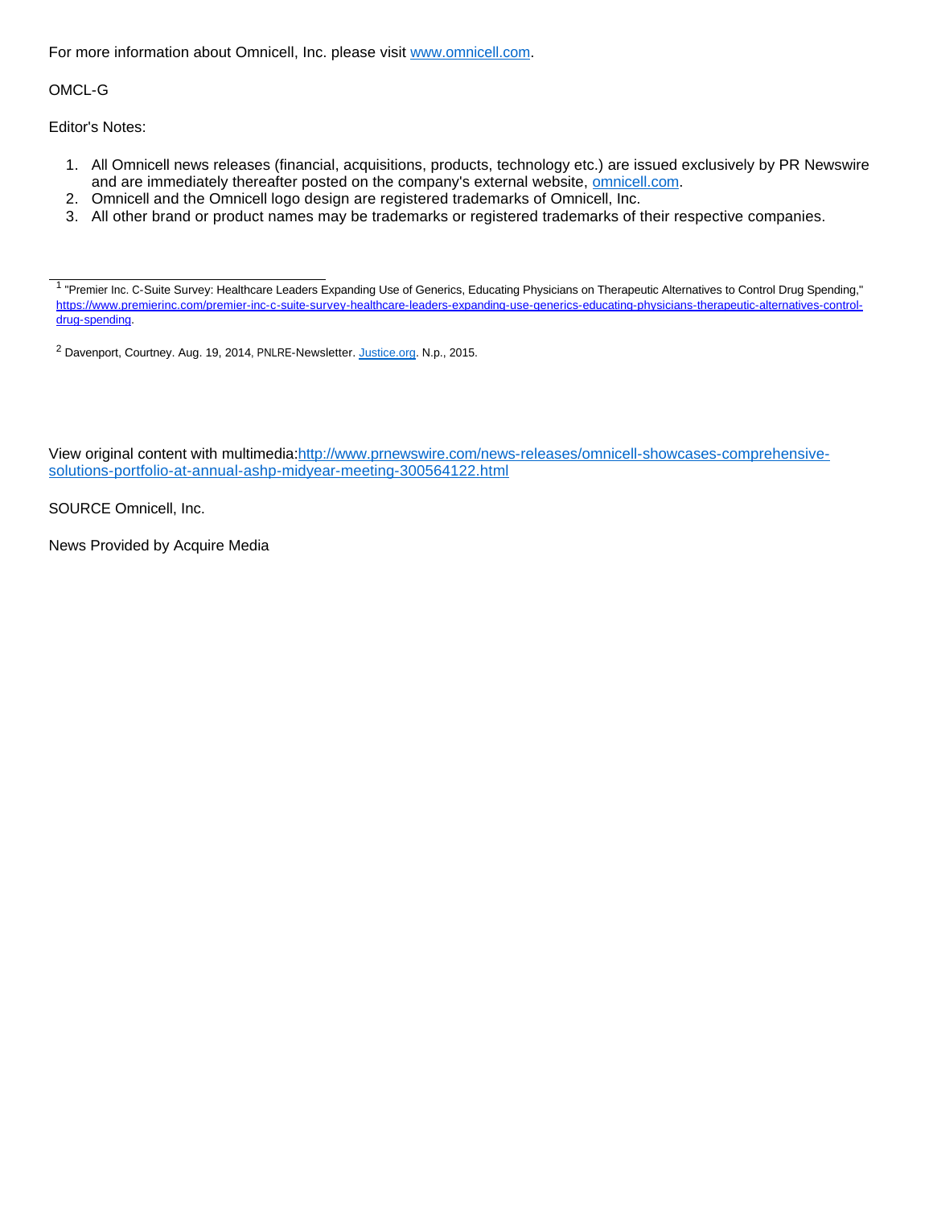For more information about Omnicell, Inc. please visit [www.omnicell.com](http://www.omnicell.com).

OMCL-G

Editor's Notes:

1. All Omnicell news releases (financial, acquisitions, products, technology etc.) are issued exclusively by PR Newswire and are immediately thereafter posted on the company's external website, [omnicell.com](http://omnicell.com).
2. Omnicell and the Omnicell logo design are registered trademarks of Omnicell, Inc.
3. All other brand or product names may be trademarks or registered trademarks of their respective companies.

---

[1] "Premier Inc. C-Suite Survey: Healthcare Leaders Expanding Use of Generics, Educating Physicians on Therapeutic Alternatives to Control Drug Spending," [https://www.premierinc.com/premier-inc-c-suite-survey-healthcare-leaders-expanding-use-generics-educating-physicians-therapeutic-alternatives-control-drug-spending](https://www.premierinc.com/premier-inc-c-suite-survey-healthcare-leaders-expanding-use-generics-educating-physicians-therapeutic-alternatives-control-drug-spending).

[2] Davenport, Courtney. Aug. 19, 2014, PNLRE-Newsletter. [Justice.org](http://Justice.org). N.p., 2015.

View original content with multimedia:[http://www.prnewswire.com/news-releases/omnicell-showcases-comprehensive-solutions-portfolio-at-annual-ashp-midyear-meeting-300564122.html](http://www.prnewswire.com/news-releases/omnicell-showcases-comprehensive-solutions-portfolio-at-annual-ashp-midyear-meeting-300564122.html)

SOURCE Omnicell, Inc.

News Provided by Acquire Media